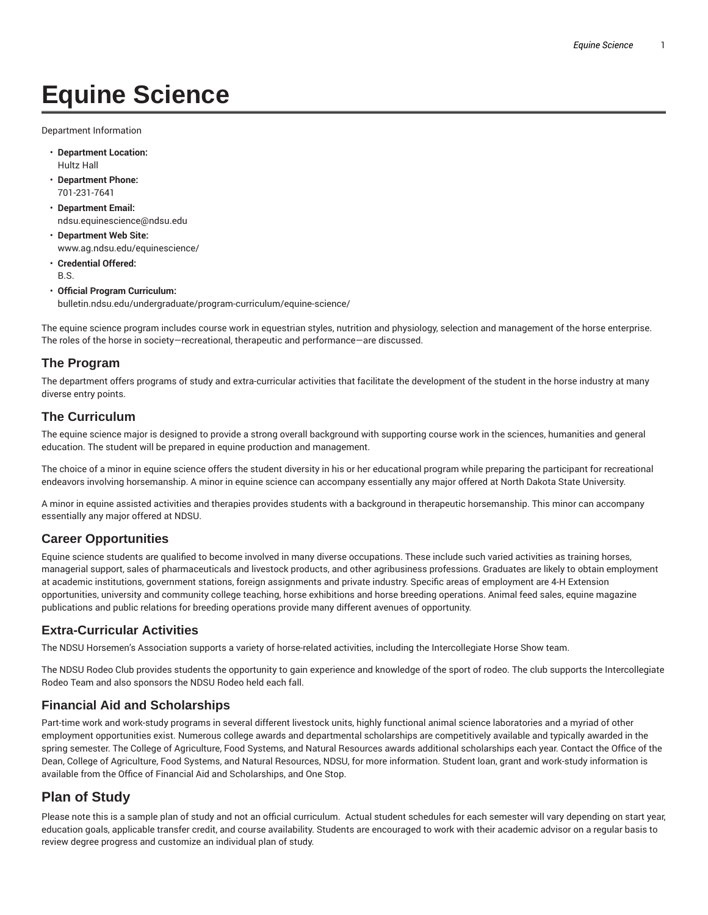# Equine Science

Department Information

- **Department Location:**
  Hultz Hall
- **Department Phone:**
  701-231-7641
- **Department Email:**
  ndsu.equinescience@ndsu.edu
- **Department Web Site:**
  www.ag.ndsu.edu/equinescience/
- **Credential Offered:**
  B.S.
- **Official Program Curriculum:**
  bulletin.ndsu.edu/undergraduate/program-curriculum/equine-science/

The equine science program includes course work in equestrian styles, nutrition and physiology, selection and management of the horse enterprise. The roles of the horse in society—recreational, therapeutic and performance—are discussed.

## The Program

The department offers programs of study and extra-curricular activities that facilitate the development of the student in the horse industry at many diverse entry points.

## The Curriculum

The equine science major is designed to provide a strong overall background with supporting course work in the sciences, humanities and general education. The student will be prepared in equine production and management.

The choice of a minor in equine science offers the student diversity in his or her educational program while preparing the participant for recreational endeavors involving horsemanship. A minor in equine science can accompany essentially any major offered at North Dakota State University.

A minor in equine assisted activities and therapies provides students with a background in therapeutic horsemanship. This minor can accompany essentially any major offered at NDSU.

## Career Opportunities

Equine science students are qualified to become involved in many diverse occupations. These include such varied activities as training horses, managerial support, sales of pharmaceuticals and livestock products, and other agribusiness professions. Graduates are likely to obtain employment at academic institutions, government stations, foreign assignments and private industry. Specific areas of employment are 4-H Extension opportunities, university and community college teaching, horse exhibitions and horse breeding operations. Animal feed sales, equine magazine publications and public relations for breeding operations provide many different avenues of opportunity.

## Extra-Curricular Activities

The NDSU Horsemen's Association supports a variety of horse-related activities, including the Intercollegiate Horse Show team.

The NDSU Rodeo Club provides students the opportunity to gain experience and knowledge of the sport of rodeo. The club supports the Intercollegiate Rodeo Team and also sponsors the NDSU Rodeo held each fall.

## Financial Aid and Scholarships

Part-time work and work-study programs in several different livestock units, highly functional animal science laboratories and a myriad of other employment opportunities exist. Numerous college awards and departmental scholarships are competitively available and typically awarded in the spring semester. The College of Agriculture, Food Systems, and Natural Resources awards additional scholarships each year. Contact the Office of the Dean, College of Agriculture, Food Systems, and Natural Resources, NDSU, for more information. Student loan, grant and work-study information is available from the Office of Financial Aid and Scholarships, and One Stop.

## Plan of Study

Please note this is a sample plan of study and not an official curriculum. Actual student schedules for each semester will vary depending on start year, education goals, applicable transfer credit, and course availability. Students are encouraged to work with their academic advisor on a regular basis to review degree progress and customize an individual plan of study.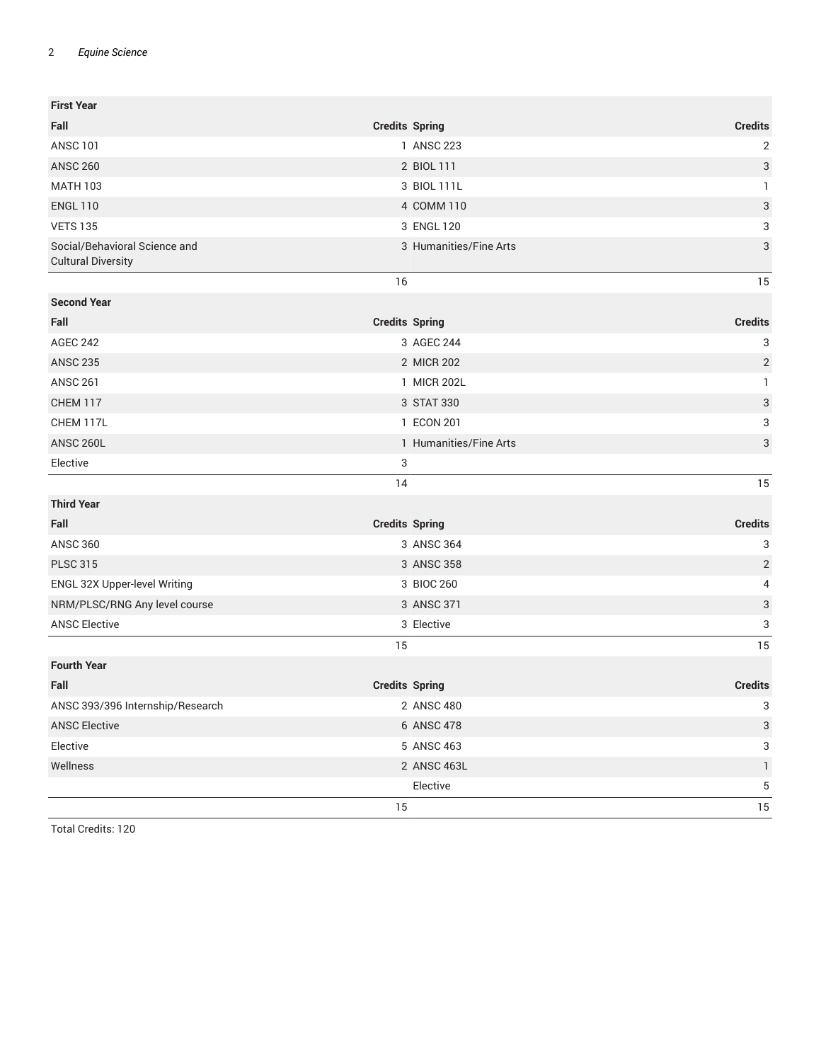| First Year | | | |
|---|---|---|---|
| **Fall** | **Credits** | **Spring** | **Credits** |
| ANSC 101 | 1 | ANSC 223 | 2 |
| ANSC 260 | 2 | BIOL 111 | 3 |
| MATH 103 | 3 | BIOL 111L | 1 |
| ENGL 110 | 4 | COMM 110 | 3 |
| VETS 135 | 3 | ENGL 120 | 3 |
| Social/Behavioral Science and Cultural Diversity | 3 | Humanities/Fine Arts | 3 |
| | 16 | | 15 |
| **Second Year** | | | |
| **Fall** | **Credits** | **Spring** | **Credits** |
| AGEC 242 | 3 | AGEC 244 | 3 |
| ANSC 235 | 2 | MICR 202 | 2 |
| ANSC 261 | 1 | MICR 202L | 1 |
| CHEM 117 | 3 | STAT 330 | 3 |
| CHEM 117L | 1 | ECON 201 | 3 |
| ANSC 260L | 1 | Humanities/Fine Arts | 3 |
| Elective | 3 | | |
| | 14 | | 15 |
| **Third Year** | | | |
| **Fall** | **Credits** | **Spring** | **Credits** |
| ANSC 360 | 3 | ANSC 364 | 3 |
| PLSC 315 | 3 | ANSC 358 | 2 |
| ENGL 32X Upper-level Writing | 3 | BIOC 260 | 4 |
| NRM/PLSC/RNG Any level course | 3 | ANSC 371 | 3 |
| ANSC Elective | 3 | Elective | 3 |
| | 15 | | 15 |
| **Fourth Year** | | | |
| **Fall** | **Credits** | **Spring** | **Credits** |
| ANSC 393/396 Internship/Research | 2 | ANSC 480 | 3 |
| ANSC Elective | 6 | ANSC 478 | 3 |
| Elective | 5 | ANSC 463 | 3 |
| Wellness | 2 | ANSC 463L | 1 |
| | | Elective | 5 |
| | 15 | | 15 |

Total Credits: 120